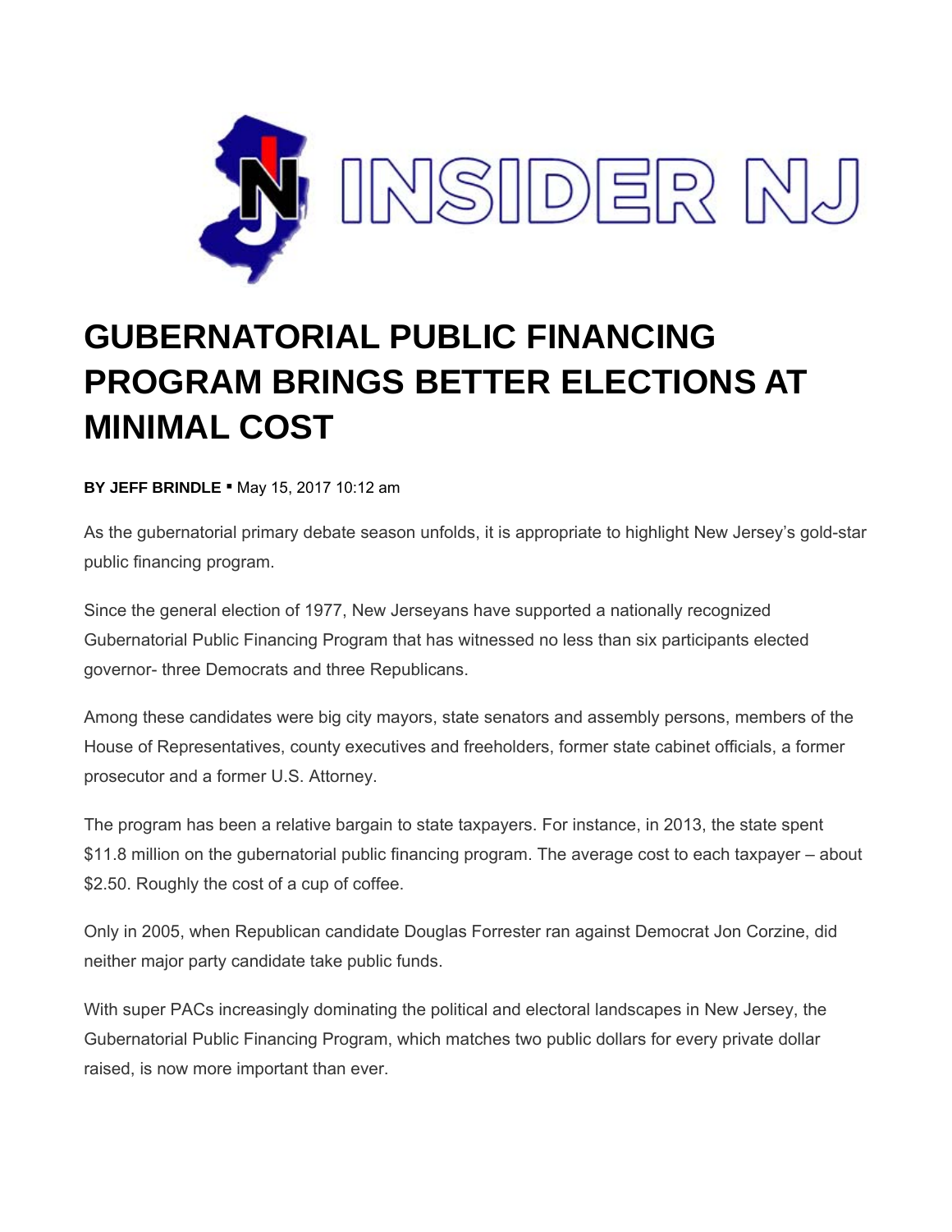# GUBERNATORIAL PUBLIC FINANCING PROGRAM BRINGS BETTER ELECTIONS AT MINIMAL COST

**BY JEFF BRINDLE** ▪ May 15, 2017 10:12 am

As the gubernatorial primary debate season unfolds, it is appropriate to highlight New Jersey's gold-star public financing program.

Since the general election of 1977, New Jerseyans have supported a nationally recognized Gubernatorial Public Financing Program that has witnessed no less than six participants elected governor- three Democrats and three Republicans.

Among these candidates were big city mayors, state senators and assembly persons, members of the House of Representatives, county executives and freeholders, former state cabinet officials, a former prosecutor and a former U.S. Attorney.

The program has been a relative bargain to state taxpayers. For instance, in 2013, the state spent $11.8 million on the gubernatorial public financing program. The average cost to each taxpayer – about $2.50. Roughly the cost of a cup of coffee.

Only in 2005, when Republican candidate Douglas Forrester ran against Democrat Jon Corzine, did neither major party candidate take public funds.

With super PACs increasingly dominating the political and electoral landscapes in New Jersey, the Gubernatorial Public Financing Program, which matches two public dollars for every private dollar raised, is now more important than ever.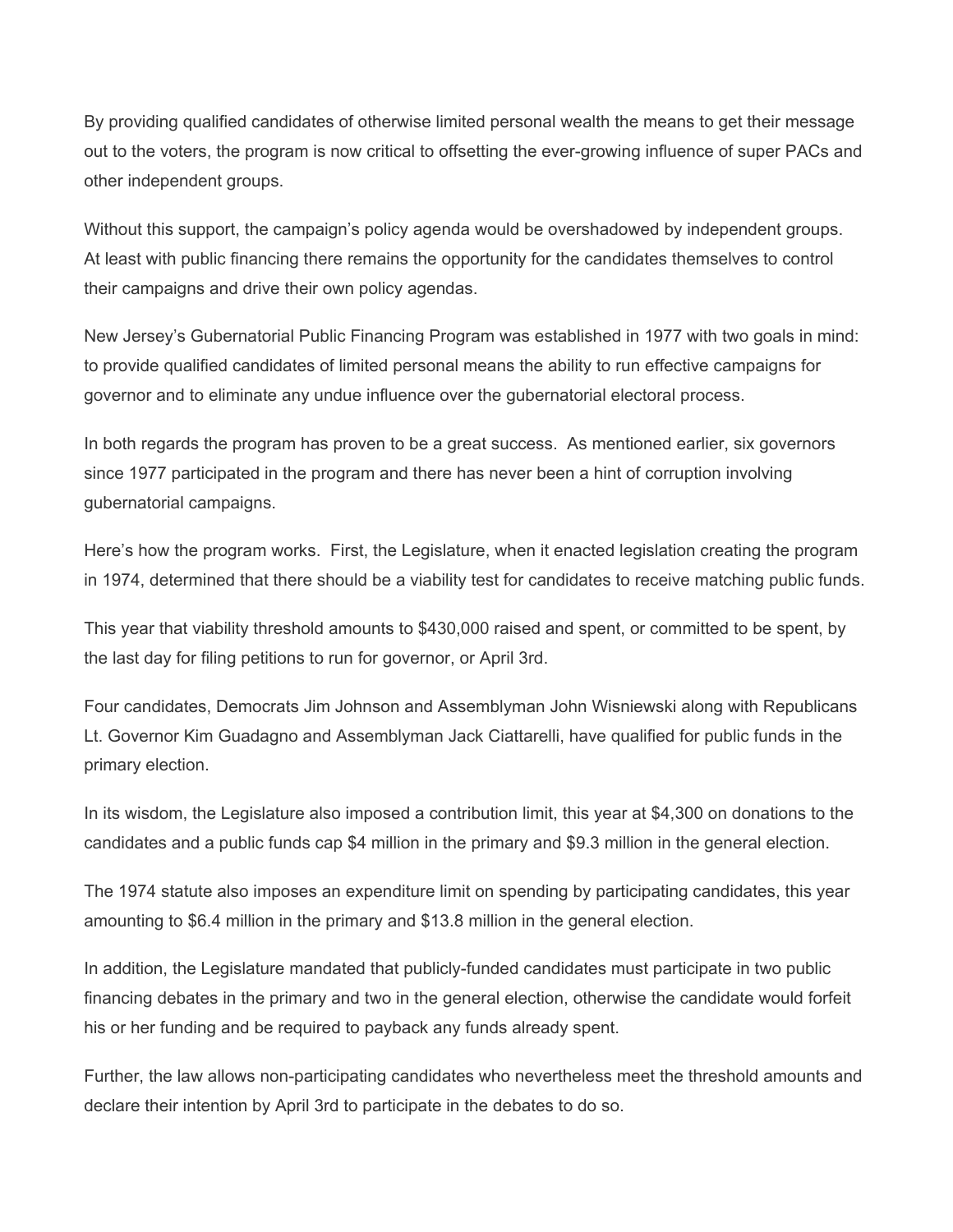By providing qualified candidates of otherwise limited personal wealth the means to get their message out to the voters, the program is now critical to offsetting the ever-growing influence of super PACs and other independent groups.

Without this support, the campaign's policy agenda would be overshadowed by independent groups. At least with public financing there remains the opportunity for the candidates themselves to control their campaigns and drive their own policy agendas.

New Jersey's Gubernatorial Public Financing Program was established in 1977 with two goals in mind: to provide qualified candidates of limited personal means the ability to run effective campaigns for governor and to eliminate any undue influence over the gubernatorial electoral process.

In both regards the program has proven to be a great success. As mentioned earlier, six governors since 1977 participated in the program and there has never been a hint of corruption involving gubernatorial campaigns.

Here's how the program works. First, the Legislature, when it enacted legislation creating the program in 1974, determined that there should be a viability test for candidates to receive matching public funds.

This year that viability threshold amounts to $430,000 raised and spent, or committed to be spent, by the last day for filing petitions to run for governor, or April 3rd.

Four candidates, Democrats Jim Johnson and Assemblyman John Wisniewski along with Republicans Lt. Governor Kim Guadagno and Assemblyman Jack Ciattarelli, have qualified for public funds in the primary election.

In its wisdom, the Legislature also imposed a contribution limit, this year at $4,300 on donations to the candidates and a public funds cap $4 million in the primary and $9.3 million in the general election.

The 1974 statute also imposes an expenditure limit on spending by participating candidates, this year amounting to $6.4 million in the primary and $13.8 million in the general election.

In addition, the Legislature mandated that publicly-funded candidates must participate in two public financing debates in the primary and two in the general election, otherwise the candidate would forfeit his or her funding and be required to payback any funds already spent.

Further, the law allows non-participating candidates who nevertheless meet the threshold amounts and declare their intention by April 3rd to participate in the debates to do so.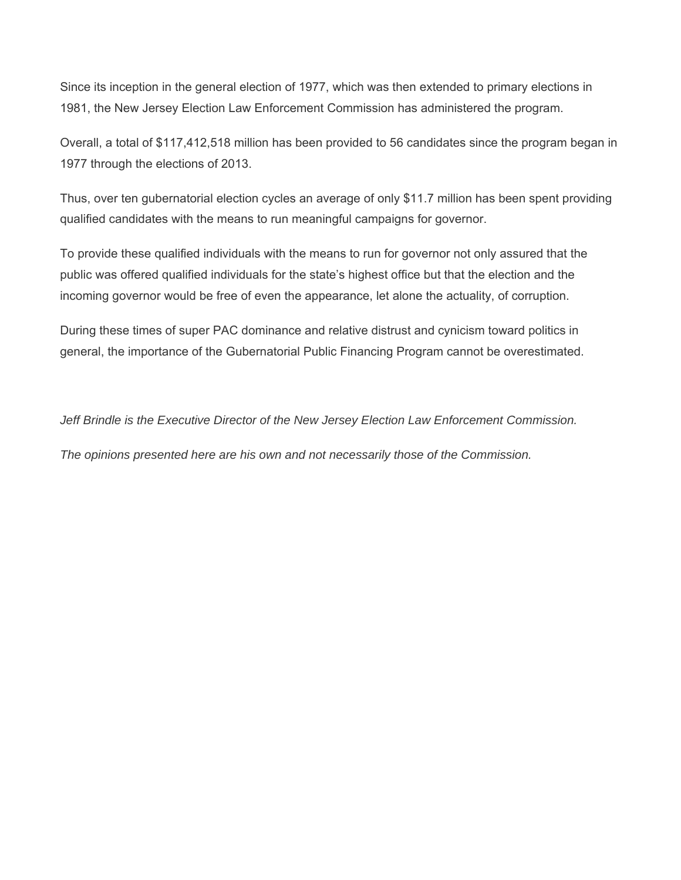Since its inception in the general election of 1977, which was then extended to primary elections in 1981, the New Jersey Election Law Enforcement Commission has administered the program.

Overall, a total of $117,412,518 million has been provided to 56 candidates since the program began in 1977 through the elections of 2013.

Thus, over ten gubernatorial election cycles an average of only $11.7 million has been spent providing qualified candidates with the means to run meaningful campaigns for governor.

To provide these qualified individuals with the means to run for governor not only assured that the public was offered qualified individuals for the state's highest office but that the election and the incoming governor would be free of even the appearance, let alone the actuality, of corruption.

During these times of super PAC dominance and relative distrust and cynicism toward politics in general, the importance of the Gubernatorial Public Financing Program cannot be overestimated.

*Jeff Brindle is the Executive Director of the New Jersey Election Law Enforcement Commission.*

*The opinions presented here are his own and not necessarily those of the Commission.*